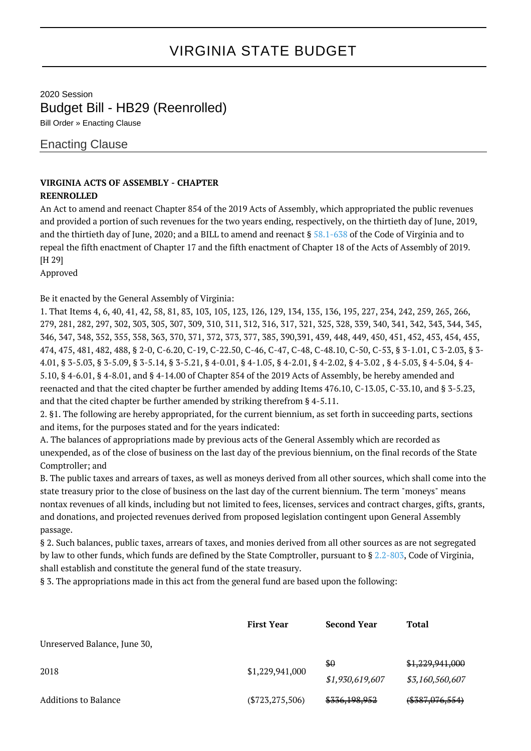# VIRGINIA STATE BUDGET

2020 Session

## Budget Bill - HB29 (Reenrolled)

Bill Order » Enacting Clause

### Enacting Clause

**VIRGINIA ACTS OF ASSEMBLY - CHAPTER**
**REENROLLED**

An Act to amend and reenact Chapter 854 of the 2019 Acts of Assembly, which appropriated the public revenues and provided a portion of such revenues for the two years ending, respectively, on the thirtieth day of June, 2019, and the thirtieth day of June, 2020; and a BILL to amend and reenact § 58.1-638 of the Code of Virginia and to repeal the fifth enactment of Chapter 17 and the fifth enactment of Chapter 18 of the Acts of Assembly of 2019.
[H 29]
Approved

Be it enacted by the General Assembly of Virginia:

1. That Items 4, 6, 40, 41, 42, 58, 81, 83, 103, 105, 123, 126, 129, 134, 135, 136, 195, 227, 234, 242, 259, 265, 266, 279, 281, 282, 297, 302, 303, 305, 307, 309, 310, 311, 312, 316, 317, 321, 325, 328, 339, 340, 341, 342, 343, 344, 345, 346, 347, 348, 352, 355, 358, 363, 370, 371, 372, 373, 377, 385, 390,391, 439, 448, 449, 450, 451, 452, 453, 454, 455, 474, 475, 481, 482, 488, § 2-0, C-6.20, C-19, C-22.50, C-46, C-47, C-48, C-48.10, C-50, C-53, § 3-1.01, C 3-2.03, § 3-4.01, § 3-5.03, § 3-5.09, § 3-5.14, § 3-5.21, § 4-0.01, § 4-1.05, § 4-2.01, § 4-2.02, § 4-3.02 , § 4-5.03, § 4-5.04, § 4-5.10, § 4-6.01, § 4-8.01, and § 4-14.00 of Chapter 854 of the 2019 Acts of Assembly, be hereby amended and reenacted and that the cited chapter be further amended by adding Items 476.10, C-13.05, C-33.10, and § 3-5.23, and that the cited chapter be further amended by striking therefrom § 4-5.11.

2. §1. The following are hereby appropriated, for the current biennium, as set forth in succeeding parts, sections and items, for the purposes stated and for the years indicated:

A. The balances of appropriations made by previous acts of the General Assembly which are recorded as unexpended, as of the close of business on the last day of the previous biennium, on the final records of the State Comptroller; and

B. The public taxes and arrears of taxes, as well as moneys derived from all other sources, which shall come into the state treasury prior to the close of business on the last day of the current biennium. The term "moneys" means nontax revenues of all kinds, including but not limited to fees, licenses, services and contract charges, gifts, grants, and donations, and projected revenues derived from proposed legislation contingent upon General Assembly passage.

§ 2. Such balances, public taxes, arrears of taxes, and monies derived from all other sources as are not segregated by law to other funds, which funds are defined by the State Comptroller, pursuant to § 2.2-803, Code of Virginia, shall establish and constitute the general fund of the state treasury.

§ 3. The appropriations made in this act from the general fund are based upon the following:

| | **First Year** | **Second Year** | **Total** |
|---|---|---|---|
| Unreserved Balance, June 30, 2018 | $1,229,941,000 | ~~$0~~ *$1,930,619,607* | ~~$1,229,941,000~~ *$3,160,560,607* |
| Additions to Balance | ($723,275,506) | ~~$336,198,952~~ | ~~($387,076,554)~~ |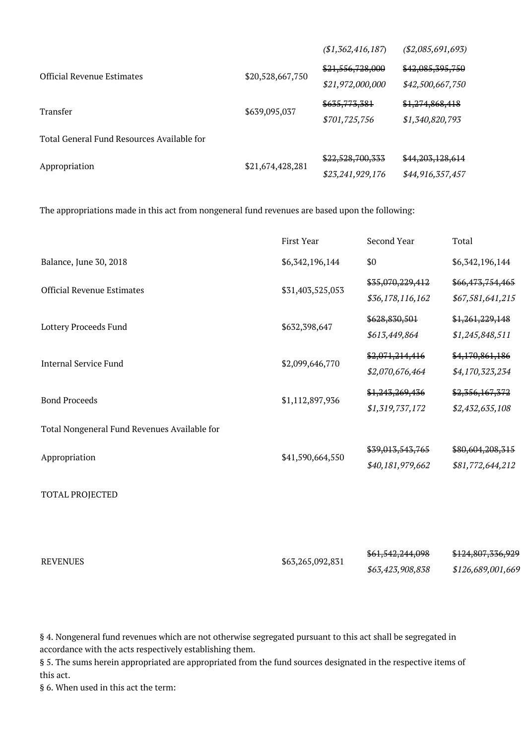| | | | |
|---|---|---|---|
| | | *($1,362,416,187)* | *($2,085,691,693)* |
| Official Revenue Estimates | $20,528,667,750 | ~~$21,556,728,000~~ *$21,972,000,000* | ~~$42,085,395,750~~ *$42,500,667,750* |
| Transfer | $639,095,037 | ~~$635,773,381~~ *$701,725,756* | ~~$1,274,868,418~~ *$1,340,820,793* |
| Total General Fund Resources Available for Appropriation | $21,674,428,281 | ~~$22,528,700,333~~ *$23,241,929,176* | ~~$44,203,128,614~~ *$44,916,357,457* |

The appropriations made in this act from nongeneral fund revenues are based upon the following:

| | First Year | Second Year | Total |
|---|---|---|---|
| Balance, June 30, 2018 | $6,342,196,144 | $0 | $6,342,196,144 |
| Official Revenue Estimates | $31,403,525,053 | ~~$35,070,229,412~~ *$36,178,116,162* | ~~$66,473,754,465~~ *$67,581,641,215* |
| Lottery Proceeds Fund | $632,398,647 | ~~$628,830,501~~ *$613,449,864* | ~~$1,261,229,148~~ *$1,245,848,511* |
| Internal Service Fund | $2,099,646,770 | ~~$2,071,214,416~~ *$2,070,676,464* | ~~$4,170,861,186~~ *$4,170,323,234* |
| Bond Proceeds | $1,112,897,936 | ~~$1,243,269,436~~ *$1,319,737,172* | ~~$2,356,167,372~~ *$2,432,635,108* |
| Total Nongeneral Fund Revenues Available for Appropriation | $41,590,664,550 | ~~$39,013,543,765~~ *$40,181,979,662* | ~~$80,604,208,315~~ *$81,772,644,212* |
| TOTAL PROJECTED REVENUES | $63,265,092,831 | ~~$61,542,244,098~~ *$63,423,908,838* | ~~$124,807,336,929~~ *$126,689,001,669* |

§ 4. Nongeneral fund revenues which are not otherwise segregated pursuant to this act shall be segregated in accordance with the acts respectively establishing them.

§ 5. The sums herein appropriated are appropriated from the fund sources designated in the respective items of this act.

§ 6. When used in this act the term: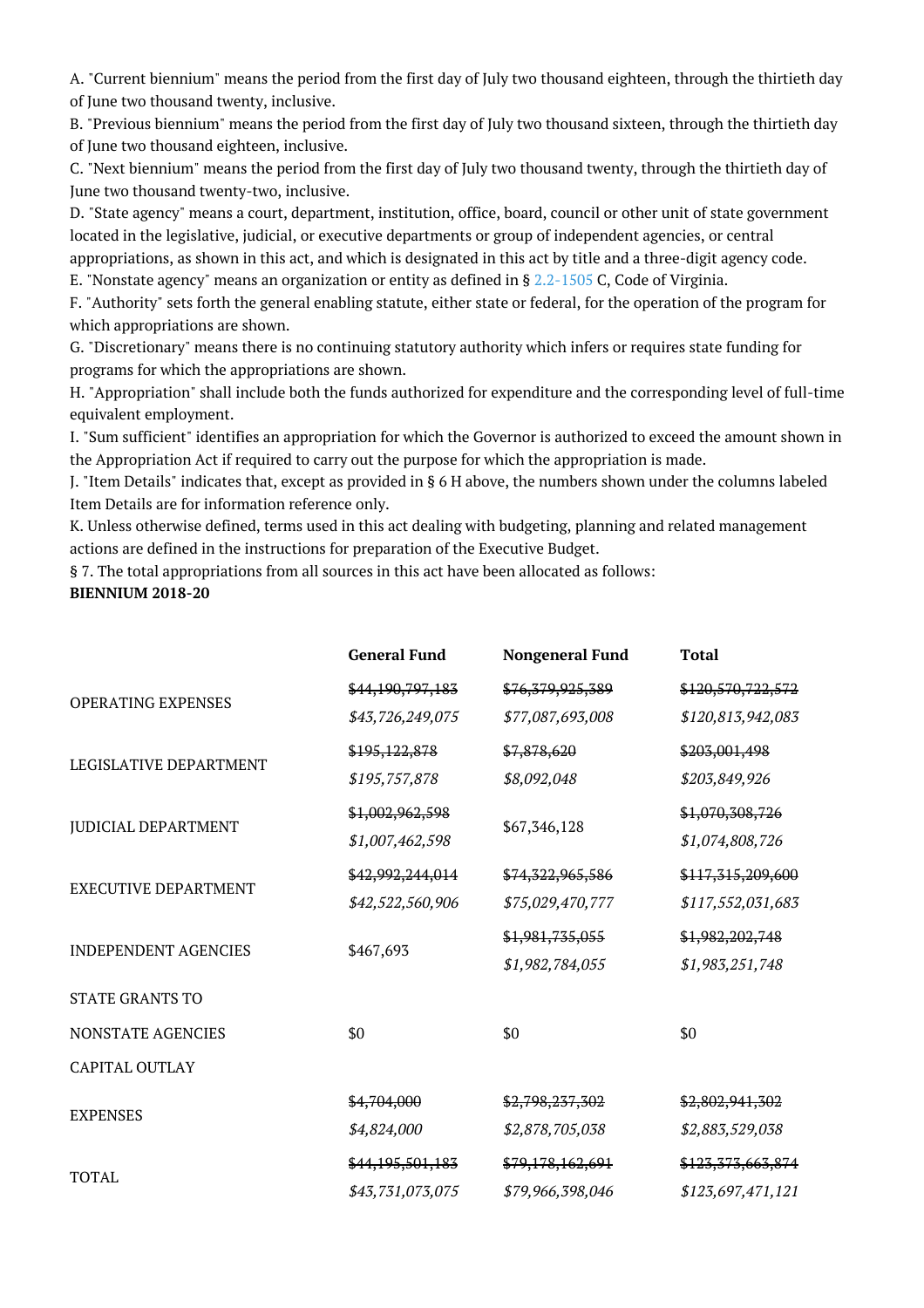A. "Current biennium" means the period from the first day of July two thousand eighteen, through the thirtieth day of June two thousand twenty, inclusive.

B. "Previous biennium" means the period from the first day of July two thousand sixteen, through the thirtieth day of June two thousand eighteen, inclusive.

C. "Next biennium" means the period from the first day of July two thousand twenty, through the thirtieth day of June two thousand twenty-two, inclusive.

D. "State agency" means a court, department, institution, office, board, council or other unit of state government located in the legislative, judicial, or executive departments or group of independent agencies, or central appropriations, as shown in this act, and which is designated in this act by title and a three-digit agency code.

E. "Nonstate agency" means an organization or entity as defined in § 2.2-1505 C, Code of Virginia.

F. "Authority" sets forth the general enabling statute, either state or federal, for the operation of the program for which appropriations are shown.

G. "Discretionary" means there is no continuing statutory authority which infers or requires state funding for programs for which the appropriations are shown.

H. "Appropriation" shall include both the funds authorized for expenditure and the corresponding level of full-time equivalent employment.

I. "Sum sufficient" identifies an appropriation for which the Governor is authorized to exceed the amount shown in the Appropriation Act if required to carry out the purpose for which the appropriation is made.

J. "Item Details" indicates that, except as provided in § 6 H above, the numbers shown under the columns labeled Item Details are for information reference only.

K. Unless otherwise defined, terms used in this act dealing with budgeting, planning and related management actions are defined in the instructions for preparation of the Executive Budget.

§ 7. The total appropriations from all sources in this act have been allocated as follows:

**BIENNIUM 2018-20**

| | **General Fund** | **Nongeneral Fund** | **Total** |
|---|---|---|---|
| OPERATING EXPENSES | ~~$44,190,797,183~~ *$43,726,249,075* | ~~$76,379,925,389~~ *$77,087,693,008* | ~~$120,570,722,572~~ *$120,813,942,083* |
| LEGISLATIVE DEPARTMENT | ~~$195,122,878~~ *$195,757,878* | ~~$7,878,620~~ *$8,092,048* | ~~$203,001,498~~ *$203,849,926* |
| JUDICIAL DEPARTMENT | ~~$1,002,962,598~~ *$1,007,462,598* | $67,346,128 | ~~$1,070,308,726~~ *$1,074,808,726* |
| EXECUTIVE DEPARTMENT | ~~$42,992,244,014~~ *$42,522,560,906* | ~~$74,322,965,586~~ *$75,029,470,777* | ~~$117,315,209,600~~ *$117,552,031,683* |
| INDEPENDENT AGENCIES | $467,693 | ~~$1,981,735,055~~ *$1,982,784,055* | ~~$1,982,202,748~~ *$1,983,251,748* |
| STATE GRANTS TO NONSTATE AGENCIES | $0 | $0 | $0 |
| CAPITAL OUTLAY EXPENSES | ~~$4,704,000~~ *$4,824,000* | ~~$2,798,237,302~~ *$2,878,705,038* | ~~$2,802,941,302~~ *$2,883,529,038* |
| TOTAL | ~~$44,195,501,183~~ *$43,731,073,075* | ~~$79,178,162,691~~ *$79,966,398,046* | ~~$123,373,663,874~~ *$123,697,471,121* |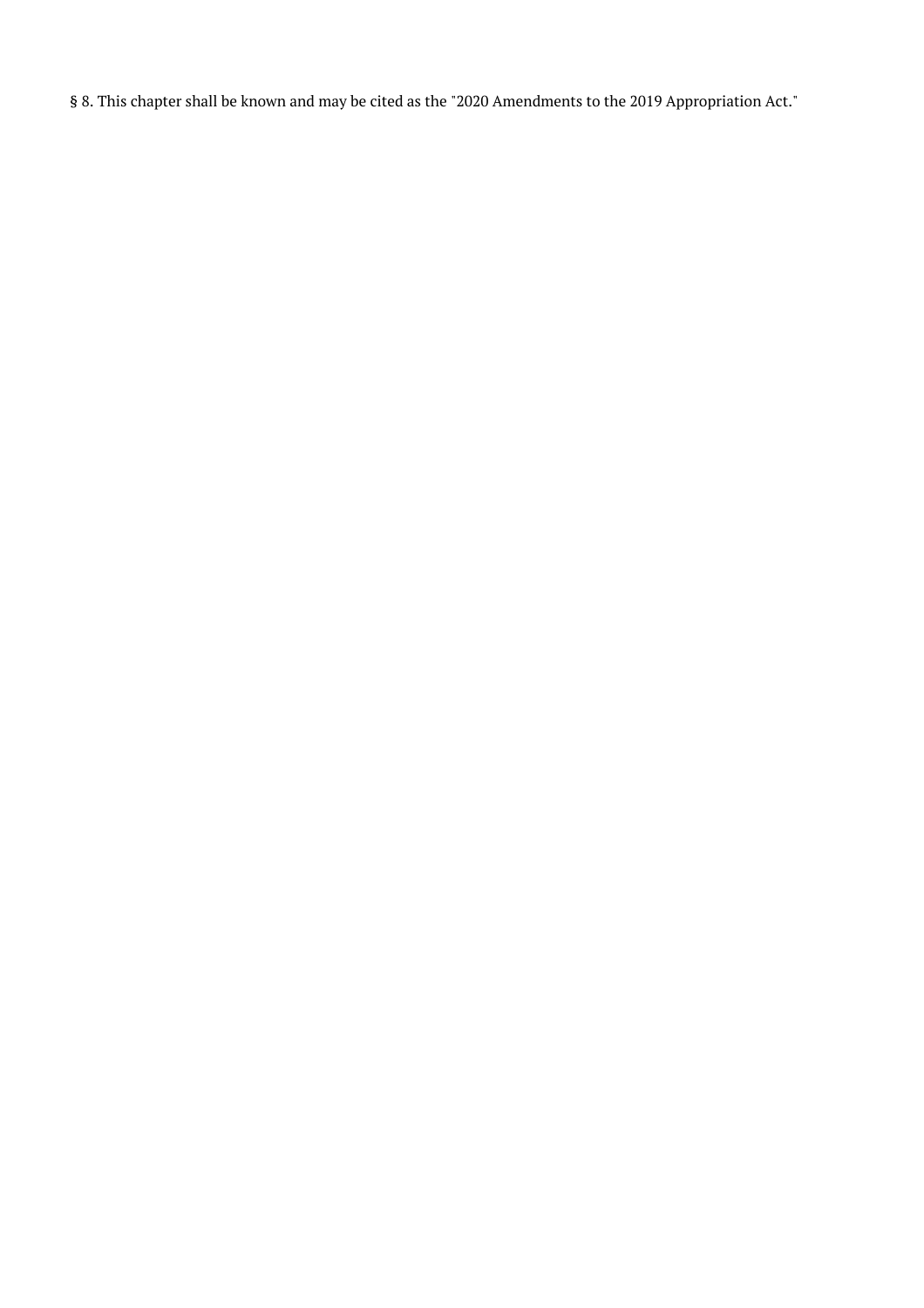§ 8. This chapter shall be known and may be cited as the "2020 Amendments to the 2019 Appropriation Act."